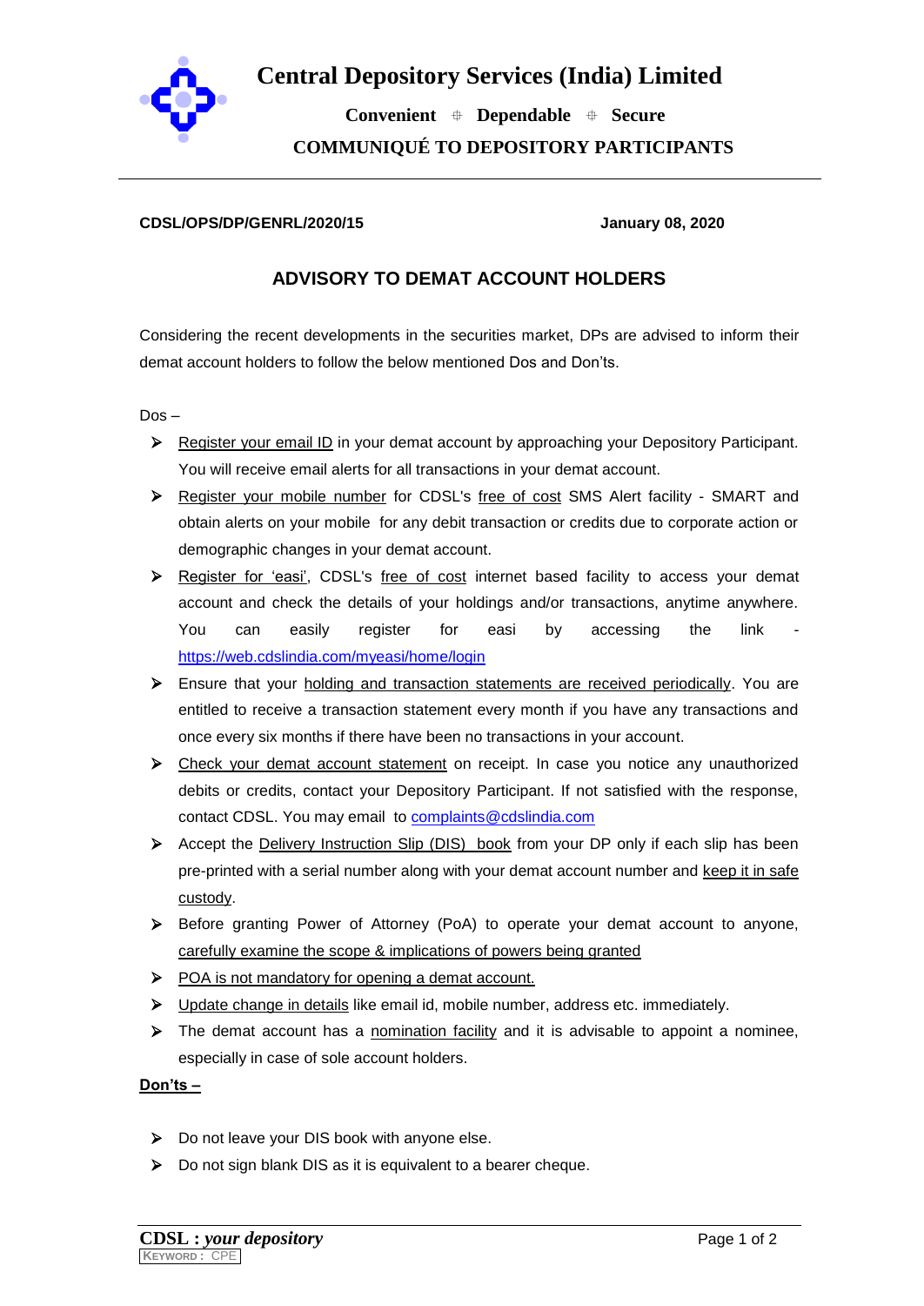# Central Depository Services (India) Limited

**Convenient ⌖ Dependable ⌖ Secure**

**COMMUNIQUÉ TO DEPOSITORY PARTICIPANTS**

---

**CDSL/OPS/DP/GENRL/2020/15** **January 08, 2020**

## ADVISORY TO DEMAT ACCOUNT HOLDERS

Considering the recent developments in the securities market, DPs are advised to inform their demat account holders to follow the below mentioned Dos and Don'ts.

Dos –

- Register your email ID in your demat account by approaching your Depository Participant. You will receive email alerts for all transactions in your demat account.
- Register your mobile number for CDSL's free of cost SMS Alert facility - SMART and obtain alerts on your mobile for any debit transaction or credits due to corporate action or demographic changes in your demat account.
- Register for 'easi', CDSL's free of cost internet based facility to access your demat account and check the details of your holdings and/or transactions, anytime anywhere. You can easily register for easi by accessing the link - https://web.cdslindia.com/myeasi/home/login
- Ensure that your holding and transaction statements are received periodically. You are entitled to receive a transaction statement every month if you have any transactions and once every six months if there have been no transactions in your account.
- Check your demat account statement on receipt. In case you notice any unauthorized debits or credits, contact your Depository Participant. If not satisfied with the response, contact CDSL. You may email to complaints@cdslindia.com
- Accept the Delivery Instruction Slip (DIS) book from your DP only if each slip has been pre-printed with a serial number along with your demat account number and keep it in safe custody.
- Before granting Power of Attorney (PoA) to operate your demat account to anyone, carefully examine the scope & implications of powers being granted
- POA is not mandatory for opening a demat account.
- Update change in details like email id, mobile number, address etc. immediately.
- The demat account has a nomination facility and it is advisable to appoint a nominee, especially in case of sole account holders.

**Don'ts –**

- Do not leave your DIS book with anyone else.
- Do not sign blank DIS as it is equivalent to a bearer cheque.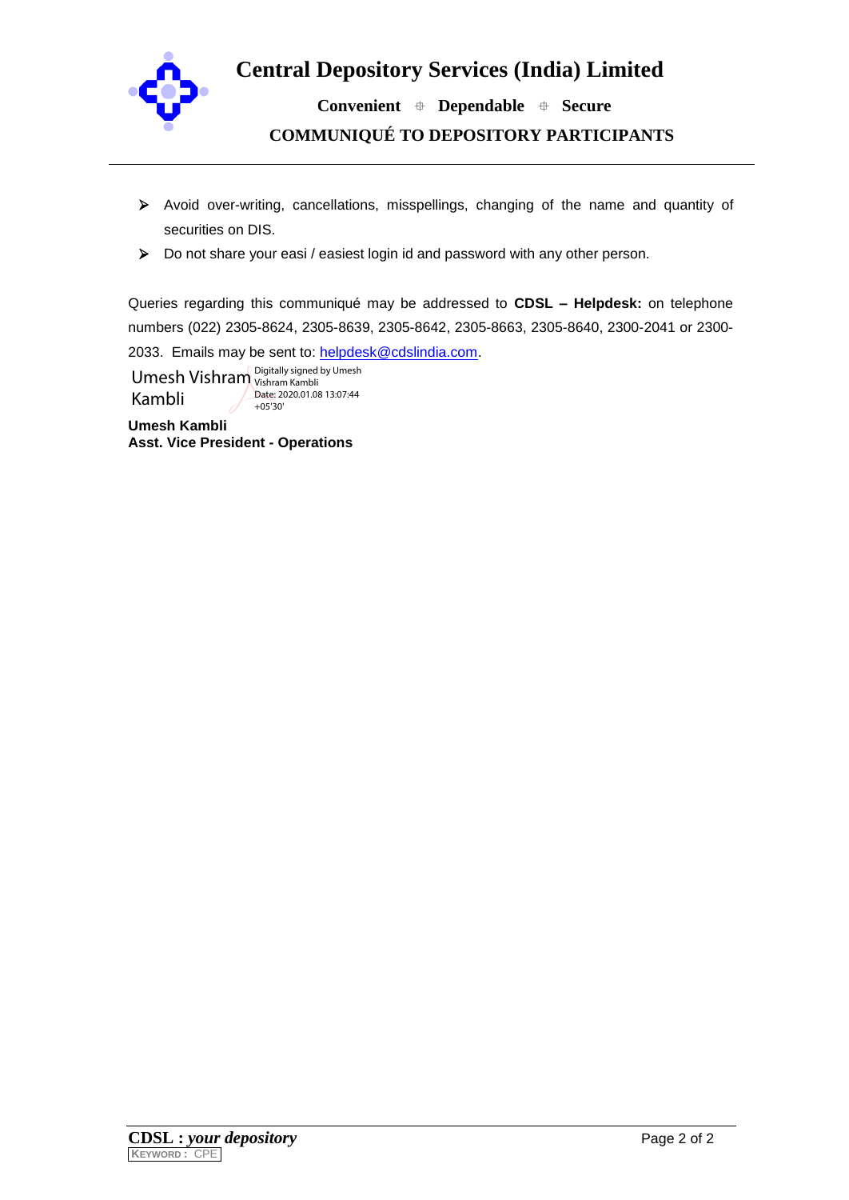- Avoid over-writing, cancellations, misspellings, changing of the name and quantity of securities on DIS.
- Do not share your easi / easiest login id and password with any other person.

Queries regarding this communiqué may be addressed to **CDSL – Helpdesk:** on telephone numbers (022) 2305-8624, 2305-8639, 2305-8642, 2305-8663, 2305-8640, 2300-2041 or 2300-2033. Emails may be sent to: helpdesk@cdslindia.com.

Umesh Vishram Kambli — Digitally signed by Umesh Vishram Kambli Date: 2020.01.08 13:07:44 +05'30'

**Umesh Kambli**
**Asst. Vice President - Operations**